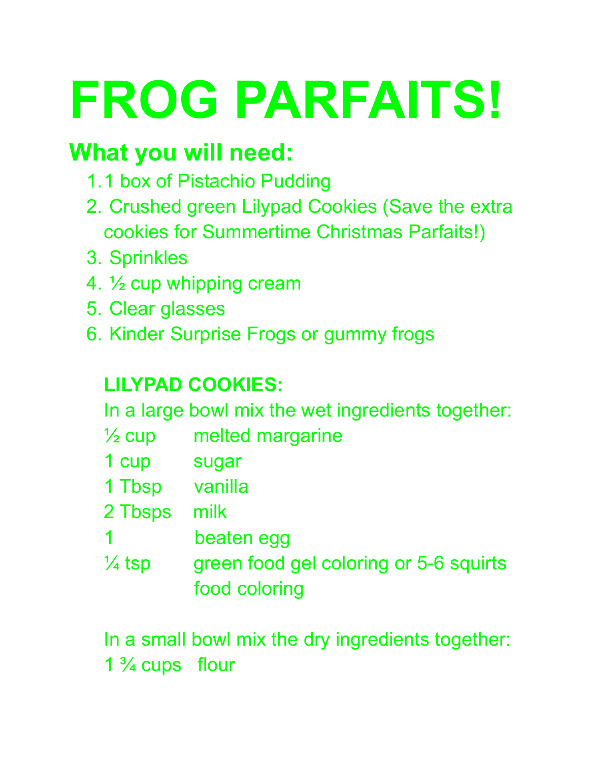# FROG PARFAITS!

## What you will need:

1. 1 box of Pistachio Pudding
2. Crushed green Lilypad Cookies (Save the extra cookies for Summertime Christmas Parfaits!)
3. Sprinkles
4. ½ cup whipping cream
5. Clear glasses
6. Kinder Surprise Frogs or gummy frogs

**LILYPAD COOKIES:**

In a large bowl mix the wet ingredients together:

| | |
|---|---|
| ½ cup | melted margarine |
| 1 cup | sugar |
| 1 Tbsp | vanilla |
| 2 Tbsps | milk |
| 1 | beaten egg |
| ¼ tsp | green food gel coloring or 5-6 squirts food coloring |

In a small bowl mix the dry ingredients together:

1 ¾ cups flour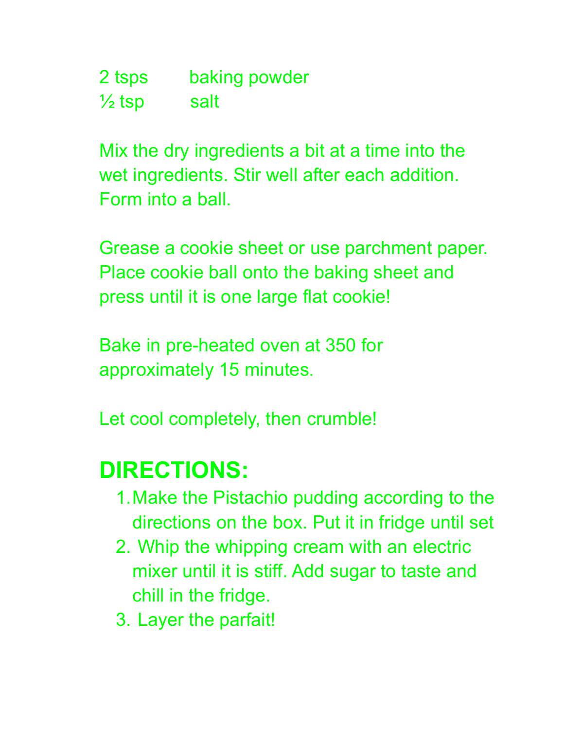| | |
|---|---|
| 2 tsps | baking powder |
| ½ tsp | salt |

Mix the dry ingredients a bit at a time into the wet ingredients. Stir well after each addition. Form into a ball.

Grease a cookie sheet or use parchment paper. Place cookie ball onto the baking sheet and press until it is one large flat cookie!

Bake in pre-heated oven at 350 for approximately 15 minutes.

Let cool completely, then crumble!

## DIRECTIONS:

1. Make the Pistachio pudding according to the directions on the box. Put it in fridge until set
2. Whip the whipping cream with an electric mixer until it is stiff. Add sugar to taste and chill in the fridge.
3. Layer the parfait!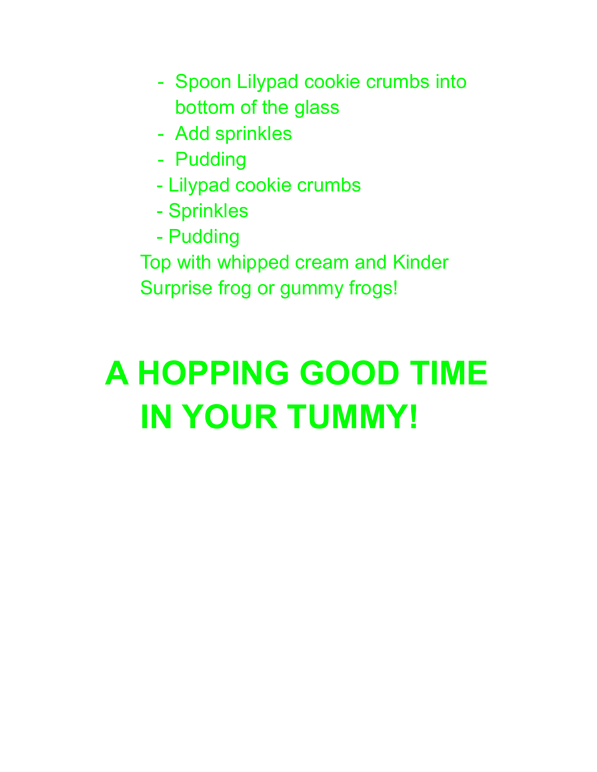- Spoon Lilypad cookie crumbs into bottom of the glass
- Add sprinkles
- Pudding
- Lilypad cookie crumbs
- Sprinkles
- Pudding

Top with whipped cream and Kinder Surprise frog or gummy frogs!

# A HOPPING GOOD TIME IN YOUR TUMMY!